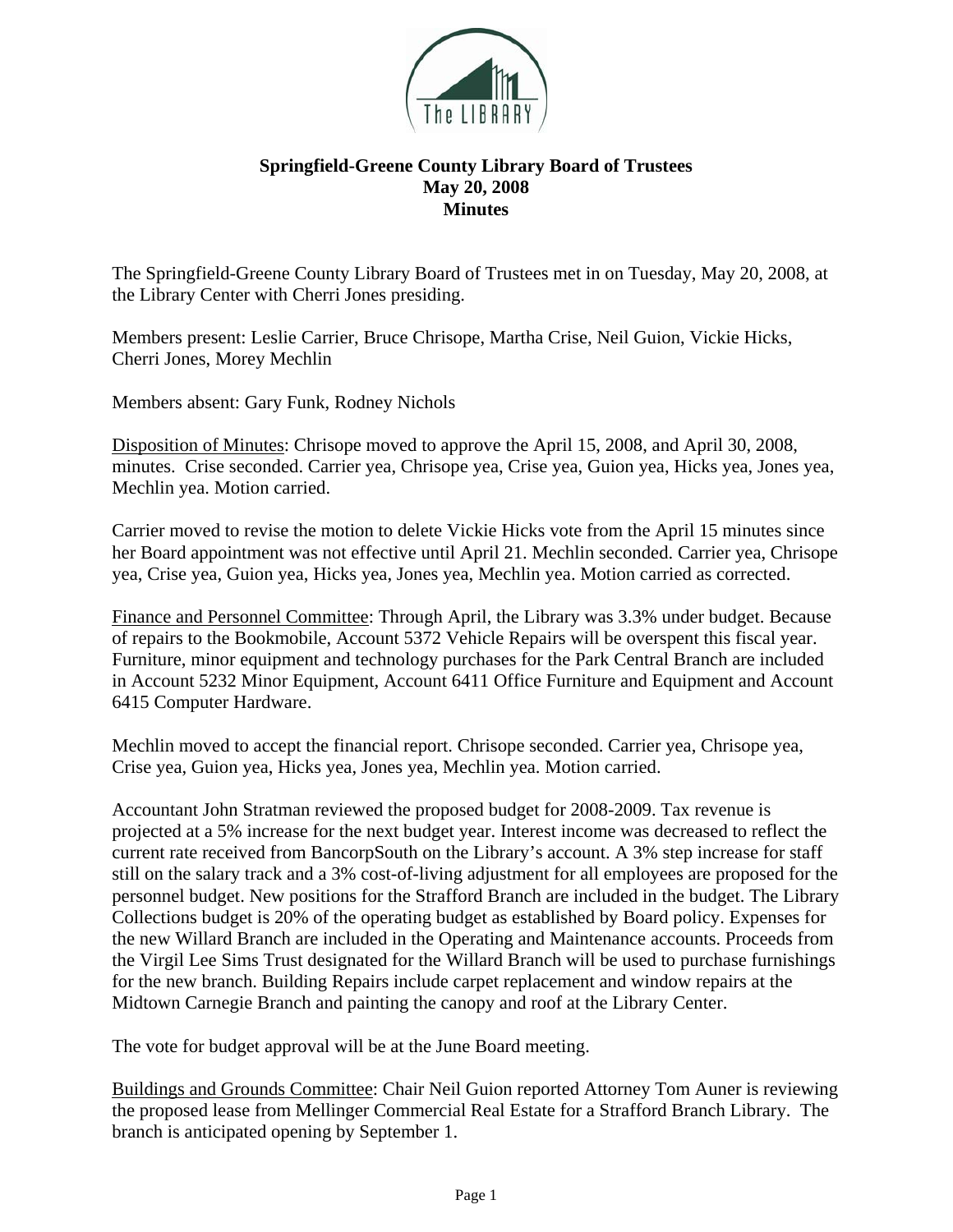# Springfield-Greene County Library Board of Trustees
## May 20, 2008
## Minutes

The Springfield-Greene County Library Board of Trustees met in on Tuesday, May 20, 2008, at the Library Center with Cherri Jones presiding.

Members present: Leslie Carrier, Bruce Chrisope, Martha Crise, Neil Guion, Vickie Hicks, Cherri Jones, Morey Mechlin

Members absent: Gary Funk, Rodney Nichols

Disposition of Minutes: Chrisope moved to approve the April 15, 2008, and April 30, 2008, minutes. Crise seconded. Carrier yea, Chrisope yea, Crise yea, Guion yea, Hicks yea, Jones yea, Mechlin yea. Motion carried.

Carrier moved to revise the motion to delete Vickie Hicks vote from the April 15 minutes since her Board appointment was not effective until April 21. Mechlin seconded. Carrier yea, Chrisope yea, Crise yea, Guion yea, Hicks yea, Jones yea, Mechlin yea. Motion carried as corrected.

Finance and Personnel Committee: Through April, the Library was 3.3% under budget. Because of repairs to the Bookmobile, Account 5372 Vehicle Repairs will be overspent this fiscal year. Furniture, minor equipment and technology purchases for the Park Central Branch are included in Account 5232 Minor Equipment, Account 6411 Office Furniture and Equipment and Account 6415 Computer Hardware.

Mechlin moved to accept the financial report. Chrisope seconded. Carrier yea, Chrisope yea, Crise yea, Guion yea, Hicks yea, Jones yea, Mechlin yea. Motion carried.

Accountant John Stratman reviewed the proposed budget for 2008-2009. Tax revenue is projected at a 5% increase for the next budget year. Interest income was decreased to reflect the current rate received from BancorpSouth on the Library's account. A 3% step increase for staff still on the salary track and a 3% cost-of-living adjustment for all employees are proposed for the personnel budget. New positions for the Strafford Branch are included in the budget. The Library Collections budget is 20% of the operating budget as established by Board policy. Expenses for the new Willard Branch are included in the Operating and Maintenance accounts. Proceeds from the Virgil Lee Sims Trust designated for the Willard Branch will be used to purchase furnishings for the new branch. Building Repairs include carpet replacement and window repairs at the Midtown Carnegie Branch and painting the canopy and roof at the Library Center.

The vote for budget approval will be at the June Board meeting.

Buildings and Grounds Committee: Chair Neil Guion reported Attorney Tom Auner is reviewing the proposed lease from Mellinger Commercial Real Estate for a Strafford Branch Library. The branch is anticipated opening by September 1.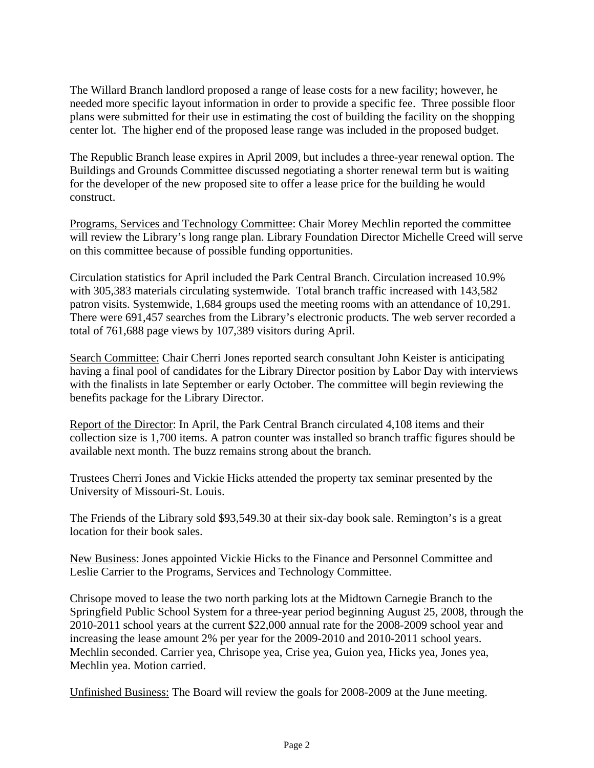The Willard Branch landlord proposed a range of lease costs for a new facility; however, he needed more specific layout information in order to provide a specific fee. Three possible floor plans were submitted for their use in estimating the cost of building the facility on the shopping center lot. The higher end of the proposed lease range was included in the proposed budget.

The Republic Branch lease expires in April 2009, but includes a three-year renewal option. The Buildings and Grounds Committee discussed negotiating a shorter renewal term but is waiting for the developer of the new proposed site to offer a lease price for the building he would construct.

<u>Programs, Services and Technology Committee</u>: Chair Morey Mechlin reported the committee will review the Library's long range plan. Library Foundation Director Michelle Creed will serve on this committee because of possible funding opportunities.

Circulation statistics for April included the Park Central Branch. Circulation increased 10.9% with 305,383 materials circulating systemwide. Total branch traffic increased with 143,582 patron visits. Systemwide, 1,684 groups used the meeting rooms with an attendance of 10,291. There were 691,457 searches from the Library's electronic products. The web server recorded a total of 761,688 page views by 107,389 visitors during April.

<u>Search Committee:</u> Chair Cherri Jones reported search consultant John Keister is anticipating having a final pool of candidates for the Library Director position by Labor Day with interviews with the finalists in late September or early October. The committee will begin reviewing the benefits package for the Library Director.

<u>Report of the Director</u>: In April, the Park Central Branch circulated 4,108 items and their collection size is 1,700 items. A patron counter was installed so branch traffic figures should be available next month. The buzz remains strong about the branch.

Trustees Cherri Jones and Vickie Hicks attended the property tax seminar presented by the University of Missouri-St. Louis.

The Friends of the Library sold $93,549.30 at their six-day book sale. Remington's is a great location for their book sales.

<u>New Business</u>: Jones appointed Vickie Hicks to the Finance and Personnel Committee and Leslie Carrier to the Programs, Services and Technology Committee.

Chrisope moved to lease the two north parking lots at the Midtown Carnegie Branch to the Springfield Public School System for a three-year period beginning August 25, 2008, through the 2010-2011 school years at the current $22,000 annual rate for the 2008-2009 school year and increasing the lease amount 2% per year for the 2009-2010 and 2010-2011 school years. Mechlin seconded. Carrier yea, Chrisope yea, Crise yea, Guion yea, Hicks yea, Jones yea, Mechlin yea. Motion carried.

<u>Unfinished Business:</u> The Board will review the goals for 2008-2009 at the June meeting.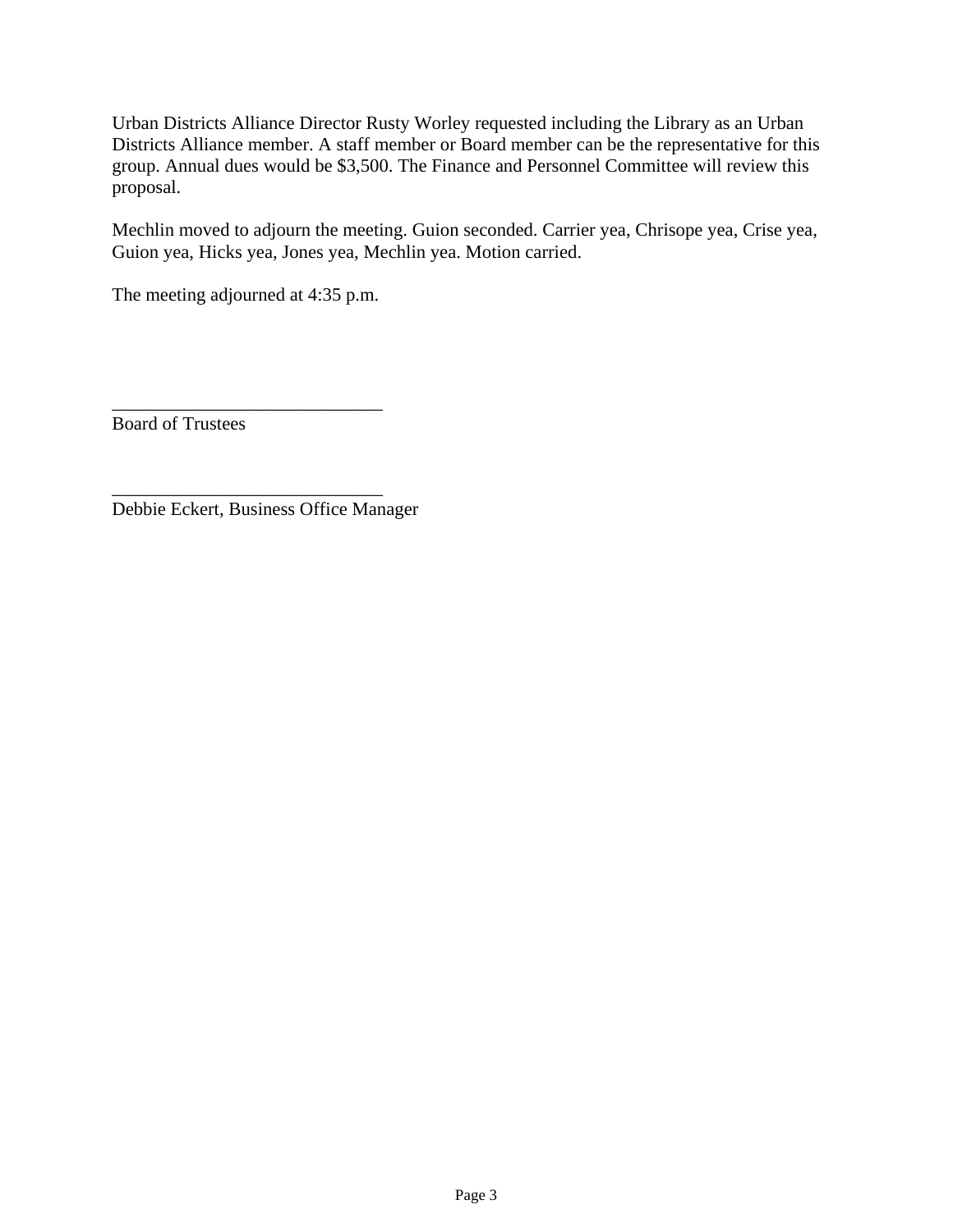Urban Districts Alliance Director Rusty Worley requested including the Library as an Urban Districts Alliance member. A staff member or Board member can be the representative for this group. Annual dues would be $3,500. The Finance and Personnel Committee will review this proposal.

Mechlin moved to adjourn the meeting. Guion seconded. Carrier yea, Chrisope yea, Crise yea, Guion yea, Hicks yea, Jones yea, Mechlin yea. Motion carried.

The meeting adjourned at 4:35 p.m.

_____________________________
Board of Trustees

_____________________________
Debbie Eckert, Business Office Manager